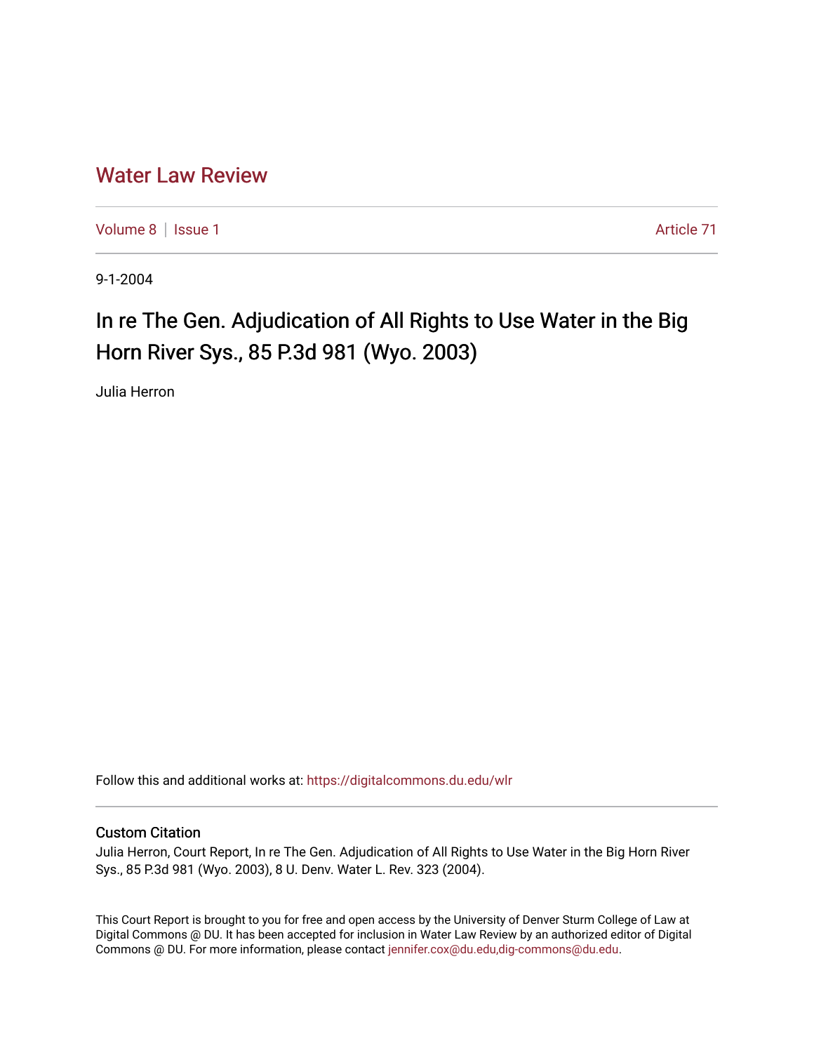# Water Law Review

Volume 8 | Issue 1 Article 71

9-1-2004

## In re The Gen. Adjudication of All Rights to Use Water in the Big Horn River Sys., 85 P.3d 981 (Wyo. 2003)

Julia Herron

Follow this and additional works at: https://digitalcommons.du.edu/wlr

### Custom Citation

Julia Herron, Court Report, In re The Gen. Adjudication of All Rights to Use Water in the Big Horn River Sys., 85 P.3d 981 (Wyo. 2003), 8 U. Denv. Water L. Rev. 323 (2004).

This Court Report is brought to you for free and open access by the University of Denver Sturm College of Law at Digital Commons @ DU. It has been accepted for inclusion in Water Law Review by an authorized editor of Digital Commons @ DU. For more information, please contact jennifer.cox@du.edu,dig-commons@du.edu.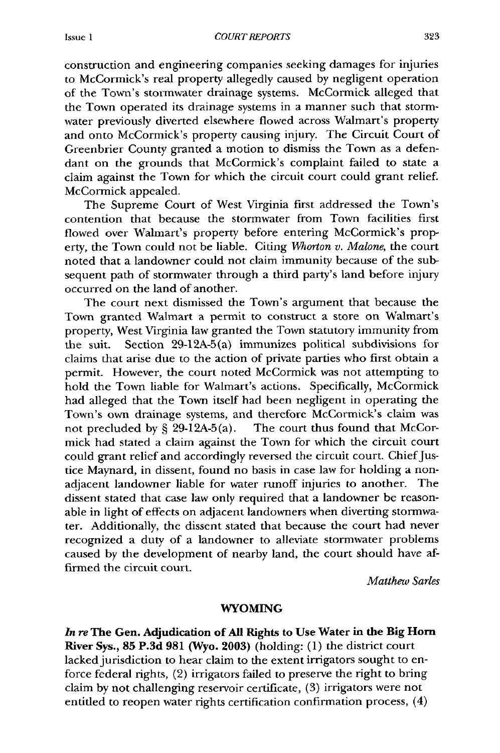construction and engineering companies seeking damages for injuries to McCormick's real property allegedly caused by negligent operation of the Town's stormwater drainage systems. McCormick alleged that the Town operated its drainage systems in a manner such that stormwater previously diverted elsewhere flowed across Walmart's property and onto McCormick's property causing injury. The Circuit Court of Greenbrier County granted a motion to dismiss the Town as a defendant on the grounds that McCormick's complaint failed to state a claim against the Town for which the circuit court could grant relief. McCormick appealed.

The Supreme Court of West Virginia first addressed the Town's contention that because the stormwater from Town facilities first flowed over Walmart's property before entering McCormick's property, the Town could not be liable. Citing *Whorton v. Malone*, the court noted that a landowner could not claim immunity because of the subsequent path of stormwater through a third party's land before injury occurred on the land of another.

The court next dismissed the Town's argument that because the Town granted Walmart a permit to construct a store on Walmart's property, West Virginia law granted the Town statutory immunity from the suit. Section 29-12A-5(a) immunizes political subdivisions for claims that arise due to the action of private parties who first obtain a permit. However, the court noted McCormick was not attempting to hold the Town liable for Walmart's actions. Specifically, McCormick had alleged that the Town itself had been negligent in operating the Town's own drainage systems, and therefore McCormick's claim was not precluded by § 29-12A-5(a). The court thus found that McCormick had stated a claim against the Town for which the circuit court could grant relief and accordingly reversed the circuit court. Chief Justice Maynard, in dissent, found no basis in case law for holding a non-adjacent landowner liable for water runoff injuries to another. The dissent stated that case law only required that a landowner be reasonable in light of effects on adjacent landowners when diverting stormwater. Additionally, the dissent stated that because the court had never recognized a duty of a landowner to alleviate stormwater problems caused by the development of nearby land, the court should have affirmed the circuit court.

*Matthew Sarles*

## WYOMING

***In re* The Gen. Adjudication of All Rights to Use Water in the Big Horn River Sys., 85 P.3d 981 (Wyo. 2003)** (holding: (1) the district court lacked jurisdiction to hear claim to the extent irrigators sought to enforce federal rights, (2) irrigators failed to preserve the right to bring claim by not challenging reservoir certificate, (3) irrigators were not entitled to reopen water rights certification confirmation process, (4)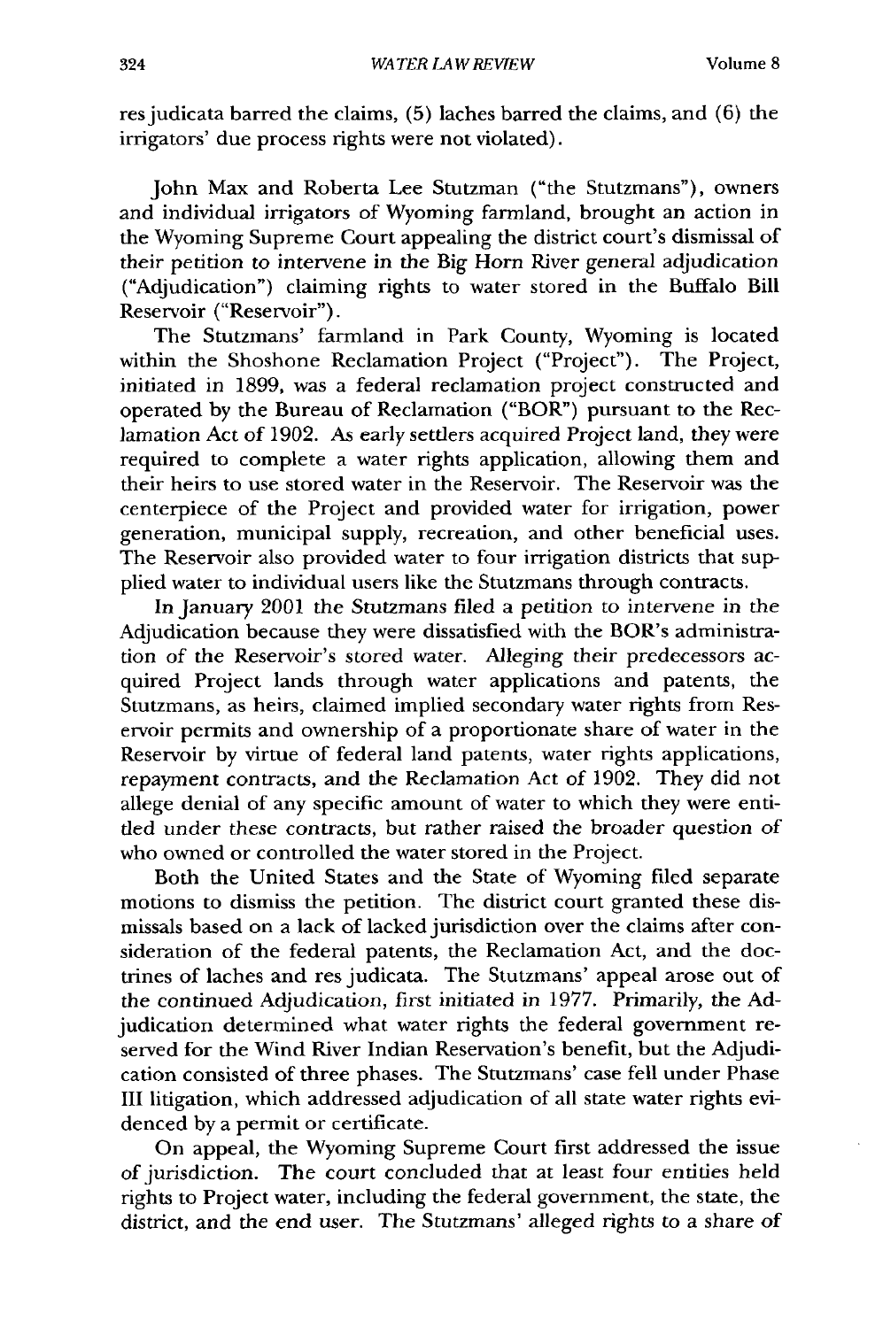res judicata barred the claims, (5) laches barred the claims, and (6) the irrigators' due process rights were not violated).

John Max and Roberta Lee Stutzman ("the Stutzmans"), owners and individual irrigators of Wyoming farmland, brought an action in the Wyoming Supreme Court appealing the district court's dismissal of their petition to intervene in the Big Horn River general adjudication ("Adjudication") claiming rights to water stored in the Buffalo Bill Reservoir ("Reservoir").

The Stutzmans' farmland in Park County, Wyoming is located within the Shoshone Reclamation Project ("Project"). The Project, initiated in 1899, was a federal reclamation project constructed and operated by the Bureau of Reclamation ("BOR") pursuant to the Reclamation Act of 1902. As early settlers acquired Project land, they were required to complete a water rights application, allowing them and their heirs to use stored water in the Reservoir. The Reservoir was the centerpiece of the Project and provided water for irrigation, power generation, municipal supply, recreation, and other beneficial uses. The Reservoir also provided water to four irrigation districts that supplied water to individual users like the Stutzmans through contracts.

In January 2001 the Stutzmans filed a petition to intervene in the Adjudication because they were dissatisfied with the BOR's administration of the Reservoir's stored water. Alleging their predecessors acquired Project lands through water applications and patents, the Stutzmans, as heirs, claimed implied secondary water rights from Reservoir permits and ownership of a proportionate share of water in the Reservoir by virtue of federal land patents, water rights applications, repayment contracts, and the Reclamation Act of 1902. They did not allege denial of any specific amount of water to which they were entitled under these contracts, but rather raised the broader question of who owned or controlled the water stored in the Project.

Both the United States and the State of Wyoming filed separate motions to dismiss the petition. The district court granted these dismissals based on a lack of lacked jurisdiction over the claims after consideration of the federal patents, the Reclamation Act, and the doctrines of laches and res judicata. The Stutzmans' appeal arose out of the continued Adjudication, first initiated in 1977. Primarily, the Adjudication determined what water rights the federal government reserved for the Wind River Indian Reservation's benefit, but the Adjudication consisted of three phases. The Stutzmans' case fell under Phase III litigation, which addressed adjudication of all state water rights evidenced by a permit or certificate.

On appeal, the Wyoming Supreme Court first addressed the issue of jurisdiction. The court concluded that at least four entities held rights to Project water, including the federal government, the state, the district, and the end user. The Stutzmans' alleged rights to a share of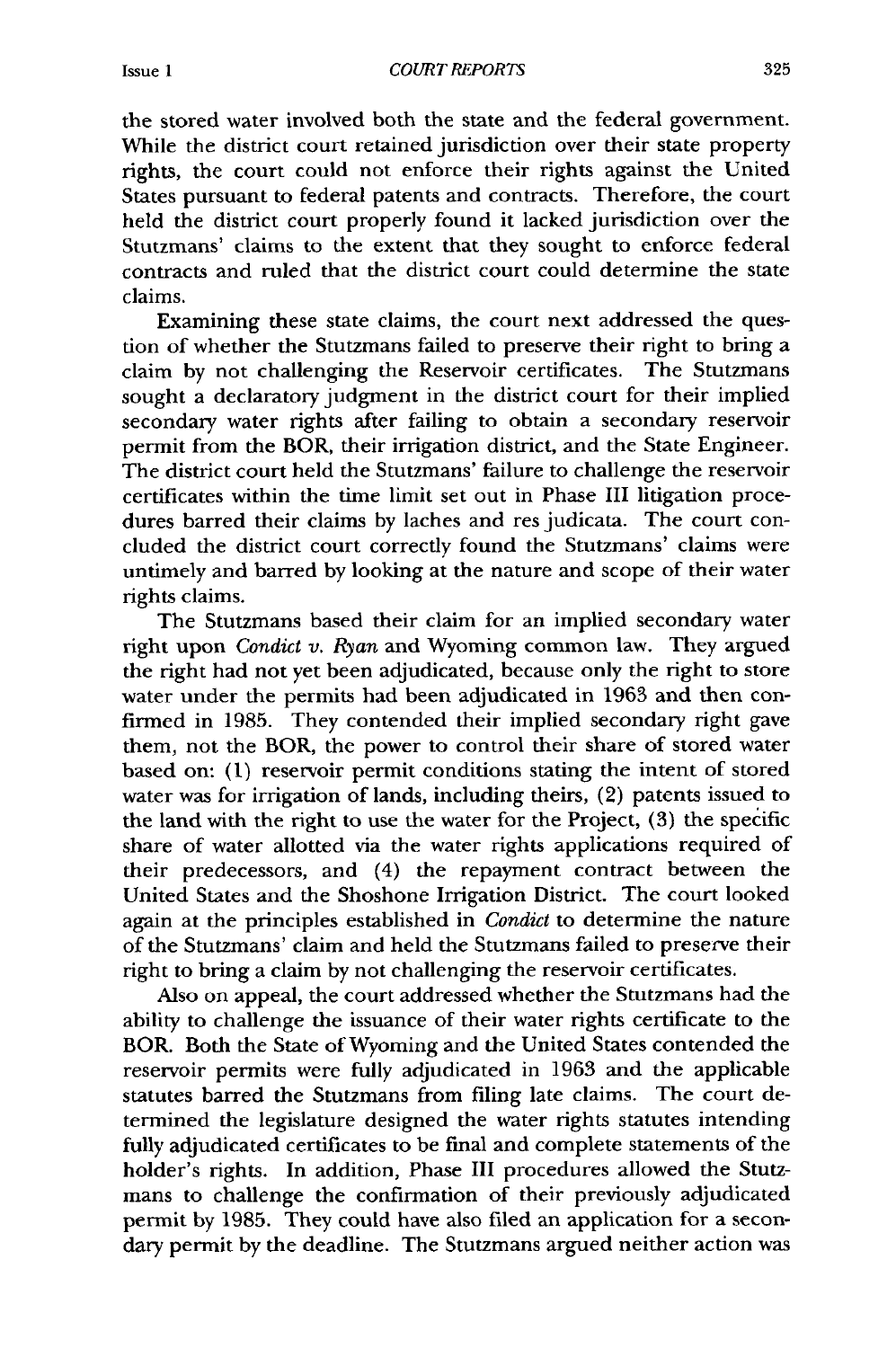the stored water involved both the state and the federal government. While the district court retained jurisdiction over their state property rights, the court could not enforce their rights against the United States pursuant to federal patents and contracts. Therefore, the court held the district court properly found it lacked jurisdiction over the Stutzmans' claims to the extent that they sought to enforce federal contracts and ruled that the district court could determine the state claims.

Examining these state claims, the court next addressed the question of whether the Stutzmans failed to preserve their right to bring a claim by not challenging the Reservoir certificates. The Stutzmans sought a declaratory judgment in the district court for their implied secondary water rights after failing to obtain a secondary reservoir permit from the BOR, their irrigation district, and the State Engineer. The district court held the Stutzmans' failure to challenge the reservoir certificates within the time limit set out in Phase III litigation procedures barred their claims by laches and res judicata. The court concluded the district court correctly found the Stutzmans' claims were untimely and barred by looking at the nature and scope of their water rights claims.

The Stutzmans based their claim for an implied secondary water right upon *Condict v. Ryan* and Wyoming common law. They argued the right had not yet been adjudicated, because only the right to store water under the permits had been adjudicated in 1963 and then confirmed in 1985. They contended their implied secondary right gave them, not the BOR, the power to control their share of stored water based on: (1) reservoir permit conditions stating the intent of stored water was for irrigation of lands, including theirs, (2) patents issued to the land with the right to use the water for the Project, (3) the specific share of water allotted via the water rights applications required of their predecessors, and (4) the repayment contract between the United States and the Shoshone Irrigation District. The court looked again at the principles established in *Condict* to determine the nature of the Stutzmans' claim and held the Stutzmans failed to preserve their right to bring a claim by not challenging the reservoir certificates.

Also on appeal, the court addressed whether the Stutzmans had the ability to challenge the issuance of their water rights certificate to the BOR. Both the State of Wyoming and the United States contended the reservoir permits were fully adjudicated in 1963 and the applicable statutes barred the Stutzmans from filing late claims. The court determined the legislature designed the water rights statutes intending fully adjudicated certificates to be final and complete statements of the holder's rights. In addition, Phase III procedures allowed the Stutzmans to challenge the confirmation of their previously adjudicated permit by 1985. They could have also filed an application for a secondary permit by the deadline. The Stutzmans argued neither action was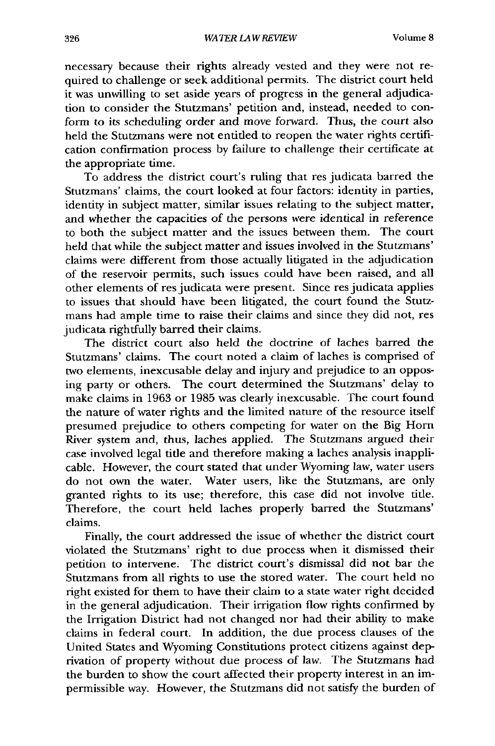necessary because their rights already vested and they were not required to challenge or seek additional permits. The district court held it was unwilling to set aside years of progress in the general adjudication to consider the Stutzmans' petition and, instead, needed to conform to its scheduling order and move forward. Thus, the court also held the Stutzmans were not entitled to reopen the water rights certification confirmation process by failure to challenge their certificate at the appropriate time.

To address the district court's ruling that res judicata barred the Stutzmans' claims, the court looked at four factors: identity in parties, identity in subject matter, similar issues relating to the subject matter, and whether the capacities of the persons were identical in reference to both the subject matter and the issues between them. The court held that while the subject matter and issues involved in the Stutzmans' claims were different from those actually litigated in the adjudication of the reservoir permits, such issues could have been raised, and all other elements of res judicata were present. Since res judicata applies to issues that should have been litigated, the court found the Stutzmans had ample time to raise their claims and since they did not, res judicata rightfully barred their claims.

The district court also held the doctrine of laches barred the Stutzmans' claims. The court noted a claim of laches is comprised of two elements, inexcusable delay and injury and prejudice to an opposing party or others. The court determined the Stutzmans' delay to make claims in 1963 or 1985 was clearly inexcusable. The court found the nature of water rights and the limited nature of the resource itself presumed prejudice to others competing for water on the Big Horn River system and, thus, laches applied. The Stutzmans argued their case involved legal title and therefore making a laches analysis inapplicable. However, the court stated that under Wyoming law, water users do not own the water. Water users, like the Stutzmans, are only granted rights to its use; therefore, this case did not involve title. Therefore, the court held laches properly barred the Stutzmans' claims.

Finally, the court addressed the issue of whether the district court violated the Stutzmans' right to due process when it dismissed their petition to intervene. The district court's dismissal did not bar the Stutzmans from all rights to use the stored water. The court held no right existed for them to have their claim to a state water right decided in the general adjudication. Their irrigation flow rights confirmed by the Irrigation District had not changed nor had their ability to make claims in federal court. In addition, the due process clauses of the United States and Wyoming Constitutions protect citizens against deprivation of property without due process of law. The Stutzmans had the burden to show the court affected their property interest in an impermissible way. However, the Stutzmans did not satisfy the burden of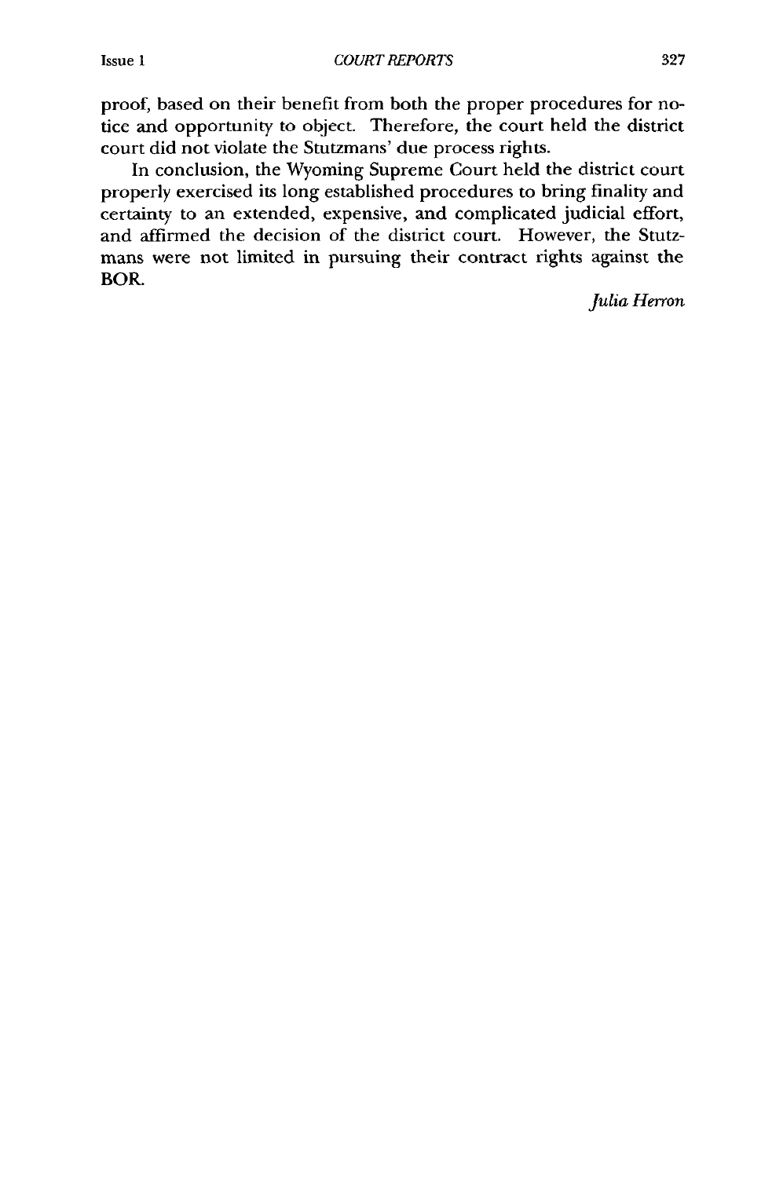proof, based on their benefit from both the proper procedures for notice and opportunity to object. Therefore, the court held the district court did not violate the Stutzmans' due process rights.

In conclusion, the Wyoming Supreme Court held the district court properly exercised its long established procedures to bring finality and certainty to an extended, expensive, and complicated judicial effort, and affirmed the decision of the district court. However, the Stutzmans were not limited in pursuing their contract rights against the BOR.

*Julia Herron*